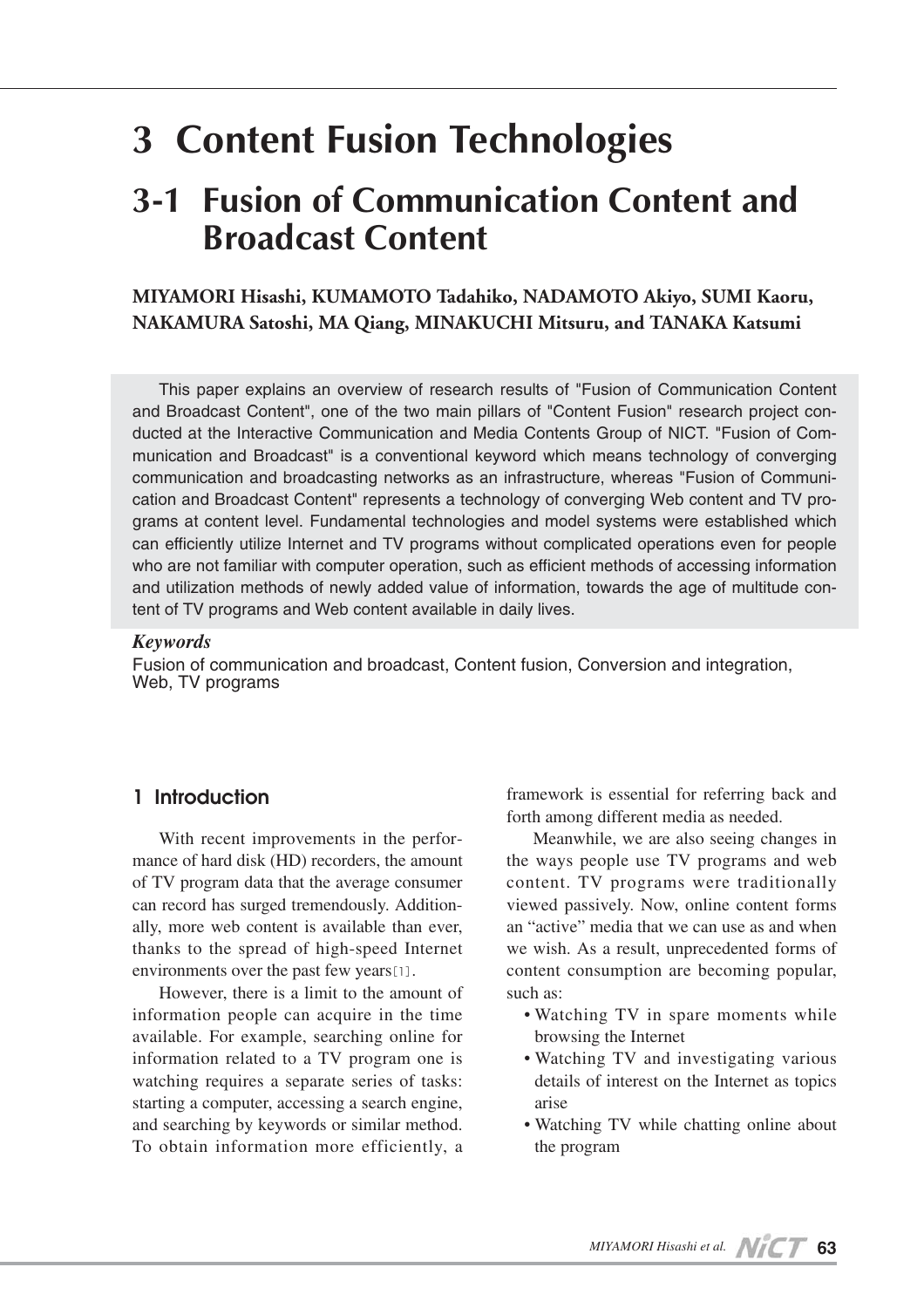# 3 Content Fusion Technologies

## 3-1 Fusion of Communication Content and Broadcast Content

**MIYAMORI Hisashi, KUMAMOTO Tadahiko, NADAMOTO Akiyo, SUMI Kaoru, NAKAMURA Satoshi, MA Qiang, MINAKUCHI Mitsuru, and TANAKA Katsumi**

This paper explains an overview of research results of "Fusion of Communication Content and Broadcast Content", one of the two main pillars of "Content Fusion" research project conducted at the Interactive Communication and Media Contents Group of NICT. "Fusion of Communication and Broadcast" is a conventional keyword which means technology of converging communication and broadcasting networks as an infrastructure, whereas "Fusion of Communication and Broadcast Content" represents a technology of converging Web content and TV programs at content level. Fundamental technologies and model systems were established which can efficiently utilize Internet and TV programs without complicated operations even for people who are not familiar with computer operation, such as efficient methods of accessing information and utilization methods of newly added value of information, towards the age of multitude content of TV programs and Web content available in daily lives.

***Keywords***

Fusion of communication and broadcast, Content fusion, Conversion and integration, Web, TV programs

### 1 Introduction

With recent improvements in the performance of hard disk (HD) recorders, the amount of TV program data that the average consumer can record has surged tremendously. Additionally, more web content is available than ever, thanks to the spread of high-speed Internet environments over the past few years[1].

However, there is a limit to the amount of information people can acquire in the time available. For example, searching online for information related to a TV program one is watching requires a separate series of tasks: starting a computer, accessing a search engine, and searching by keywords or similar method. To obtain information more efficiently, a framework is essential for referring back and forth among different media as needed.

Meanwhile, we are also seeing changes in the ways people use TV programs and web content. TV programs were traditionally viewed passively. Now, online content forms an "active" media that we can use as and when we wish. As a result, unprecedented forms of content consumption are becoming popular, such as:

- Watching TV in spare moments while browsing the Internet
- Watching TV and investigating various details of interest on the Internet as topics arise
- Watching TV while chatting online about the program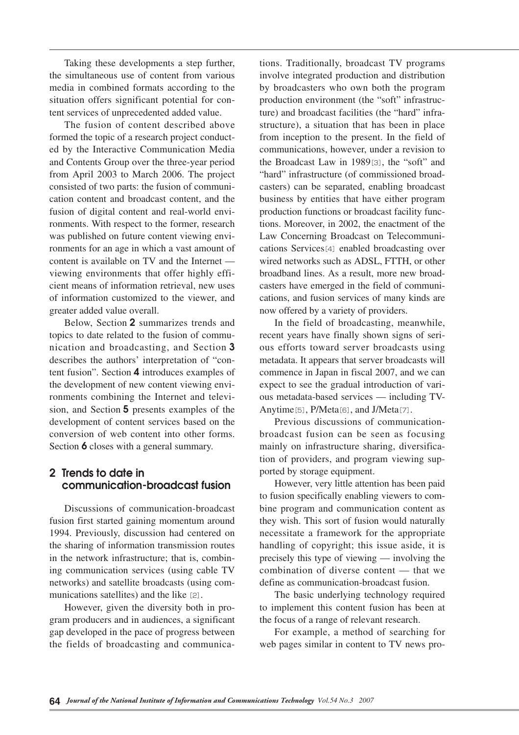Taking these developments a step further, the simultaneous use of content from various media in combined formats according to the situation offers significant potential for content services of unprecedented added value.

The fusion of content described above formed the topic of a research project conducted by the Interactive Communication Media and Contents Group over the three-year period from April 2003 to March 2006. The project consisted of two parts: the fusion of communication content and broadcast content, and the fusion of digital content and real-world environments. With respect to the former, research was published on future content viewing environments for an age in which a vast amount of content is available on TV and the Internet — viewing environments that offer highly efficient means of information retrieval, new uses of information customized to the viewer, and greater added value overall.

Below, Section **2** summarizes trends and topics to date related to the fusion of communication and broadcasting, and Section **3** describes the authors' interpretation of "content fusion". Section **4** introduces examples of the development of new content viewing environments combining the Internet and television, and Section **5** presents examples of the development of content services based on the conversion of web content into other forms. Section **6** closes with a general summary.

## 2 Trends to date in communication-broadcast fusion

Discussions of communication-broadcast fusion first started gaining momentum around 1994. Previously, discussion had centered on the sharing of information transmission routes in the network infrastructure; that is, combining communication services (using cable TV networks) and satellite broadcasts (using communications satellites) and the like [2].

However, given the diversity both in program producers and in audiences, a significant gap developed in the pace of progress between the fields of broadcasting and communications. Traditionally, broadcast TV programs involve integrated production and distribution by broadcasters who own both the program production environment (the "soft" infrastructure) and broadcast facilities (the "hard" infrastructure), a situation that has been in place from inception to the present. In the field of communications, however, under a revision to the Broadcast Law in 1989[3], the "soft" and "hard" infrastructure (of commissioned broadcasters) can be separated, enabling broadcast business by entities that have either program production functions or broadcast facility functions. Moreover, in 2002, the enactment of the Law Concerning Broadcast on Telecommunications Services[4] enabled broadcasting over wired networks such as ADSL, FTTH, or other broadband lines. As a result, more new broadcasters have emerged in the field of communications, and fusion services of many kinds are now offered by a variety of providers.

In the field of broadcasting, meanwhile, recent years have finally shown signs of serious efforts toward server broadcasts using metadata. It appears that server broadcasts will commence in Japan in fiscal 2007, and we can expect to see the gradual introduction of various metadata-based services — including TV-Anytime[5], P/Meta[6], and J/Meta[7].

Previous discussions of communication-broadcast fusion can be seen as focusing mainly on infrastructure sharing, diversification of providers, and program viewing supported by storage equipment.

However, very little attention has been paid to fusion specifically enabling viewers to combine program and communication content as they wish. This sort of fusion would naturally necessitate a framework for the appropriate handling of copyright; this issue aside, it is precisely this type of viewing — involving the combination of diverse content — that we define as communication-broadcast fusion.

The basic underlying technology required to implement this content fusion has been at the focus of a range of relevant research.

For example, a method of searching for web pages similar in content to TV news pro-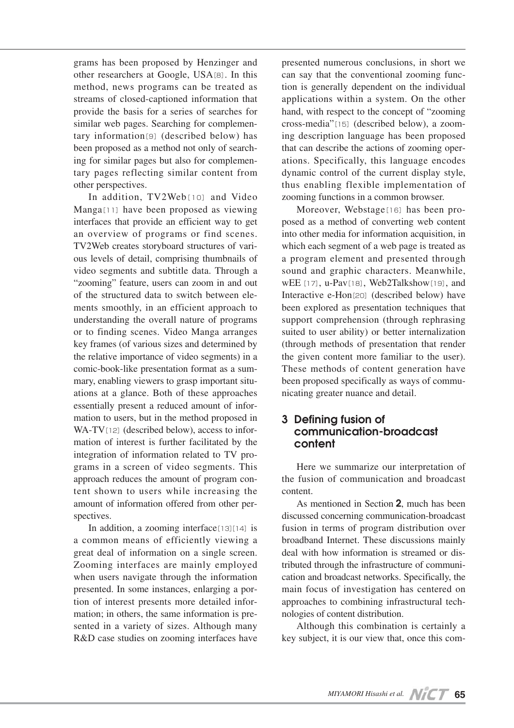grams has been proposed by Henzinger and other researchers at Google, USA[8]. In this method, news programs can be treated as streams of closed-captioned information that provide the basis for a series of searches for similar web pages. Searching for complementary information[9] (described below) has been proposed as a method not only of searching for similar pages but also for complementary pages reflecting similar content from other perspectives.

In addition, TV2Web[10] and Video Manga[11] have been proposed as viewing interfaces that provide an efficient way to get an overview of programs or find scenes. TV2Web creates storyboard structures of various levels of detail, comprising thumbnails of video segments and subtitle data. Through a "zooming" feature, users can zoom in and out of the structured data to switch between elements smoothly, in an efficient approach to understanding the overall nature of programs or to finding scenes. Video Manga arranges key frames (of various sizes and determined by the relative importance of video segments) in a comic-book-like presentation format as a summary, enabling viewers to grasp important situations at a glance. Both of these approaches essentially present a reduced amount of information to users, but in the method proposed in WA-TV[12] (described below), access to information of interest is further facilitated by the integration of information related to TV programs in a screen of video segments. This approach reduces the amount of program content shown to users while increasing the amount of information offered from other perspectives.

In addition, a zooming interface[13][14] is a common means of efficiently viewing a great deal of information on a single screen. Zooming interfaces are mainly employed when users navigate through the information presented. In some instances, enlarging a portion of interest presents more detailed information; in others, the same information is presented in a variety of sizes. Although many R&D case studies on zooming interfaces have presented numerous conclusions, in short we can say that the conventional zooming function is generally dependent on the individual applications within a system. On the other hand, with respect to the concept of "zooming cross-media"[15] (described below), a zooming description language has been proposed that can describe the actions of zooming operations. Specifically, this language encodes dynamic control of the current display style, thus enabling flexible implementation of zooming functions in a common browser.

Moreover, Webstage[16] has been proposed as a method of converting web content into other media for information acquisition, in which each segment of a web page is treated as a program element and presented through sound and graphic characters. Meanwhile, wEE [17], u-Pav[18], Web2Talkshow[19], and Interactive e-Hon[20] (described below) have been explored as presentation techniques that support comprehension (through rephrasing suited to user ability) or better internalization (through methods of presentation that render the given content more familiar to the user). These methods of content generation have been proposed specifically as ways of communicating greater nuance and detail.

## 3 Defining fusion of communication-broadcast content

Here we summarize our interpretation of the fusion of communication and broadcast content.

As mentioned in Section **2**, much has been discussed concerning communication-broadcast fusion in terms of program distribution over broadband Internet. These discussions mainly deal with how information is streamed or distributed through the infrastructure of communication and broadcast networks. Specifically, the main focus of investigation has centered on approaches to combining infrastructural technologies of content distribution.

Although this combination is certainly a key subject, it is our view that, once this com-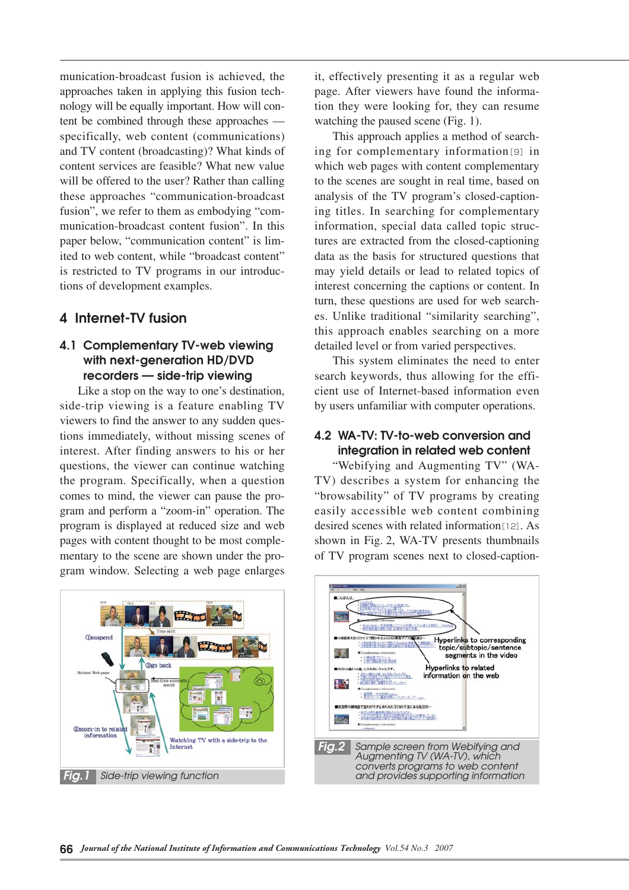munication-broadcast fusion is achieved, the approaches taken in applying this fusion technology will be equally important. How will content be combined through these approaches — specifically, web content (communications) and TV content (broadcasting)? What kinds of content services are feasible? What new value will be offered to the user? Rather than calling these approaches "communication-broadcast fusion", we refer to them as embodying "communication-broadcast content fusion". In this paper below, "communication content" is limited to web content, while "broadcast content" is restricted to TV programs in our introductions of development examples.

## 4 Internet-TV fusion

### 4.1 Complementary TV-web viewing with next-generation HD/DVD recorders — side-trip viewing

Like a stop on the way to one's destination, side-trip viewing is a feature enabling TV viewers to find the answer to any sudden questions immediately, without missing scenes of interest. After finding answers to his or her questions, the viewer can continue watching the program. Specifically, when a question comes to mind, the viewer can pause the program and perform a "zoom-in" operation. The program is displayed at reduced size and web pages with content thought to be most complementary to the scene are shown under the program window. Selecting a web page enlarges it, effectively presenting it as a regular web page. After viewers have found the information they were looking for, they can resume watching the paused scene (Fig. 1).

This approach applies a method of searching for complementary information[9] in which web pages with content complementary to the scenes are sought in real time, based on analysis of the TV program's closed-captioning titles. In searching for complementary information, special data called topic structures are extracted from the closed-captioning data as the basis for structured questions that may yield details or lead to related topics of interest concerning the captions or content. In turn, these questions are used for web searches. Unlike traditional "similarity searching", this approach enables searching on a more detailed level or from varied perspectives.

This system eliminates the need to enter search keywords, thus allowing for the efficient use of Internet-based information even by users unfamiliar with computer operations.

Fig.1 Side-trip viewing function

### 4.2 WA-TV: TV-to-web conversion and integration in related web content

"Webifying and Augmenting TV" (WA-TV) describes a system for enhancing the "browsability" of TV programs by creating easily accessible web content combining desired scenes with related information[12]. As shown in Fig. 2, WA-TV presents thumbnails of TV program scenes next to closed-caption-

Fig.2 Sample screen from Webifying and Augmenting TV (WA-TV), which converts programs to web content and provides supporting information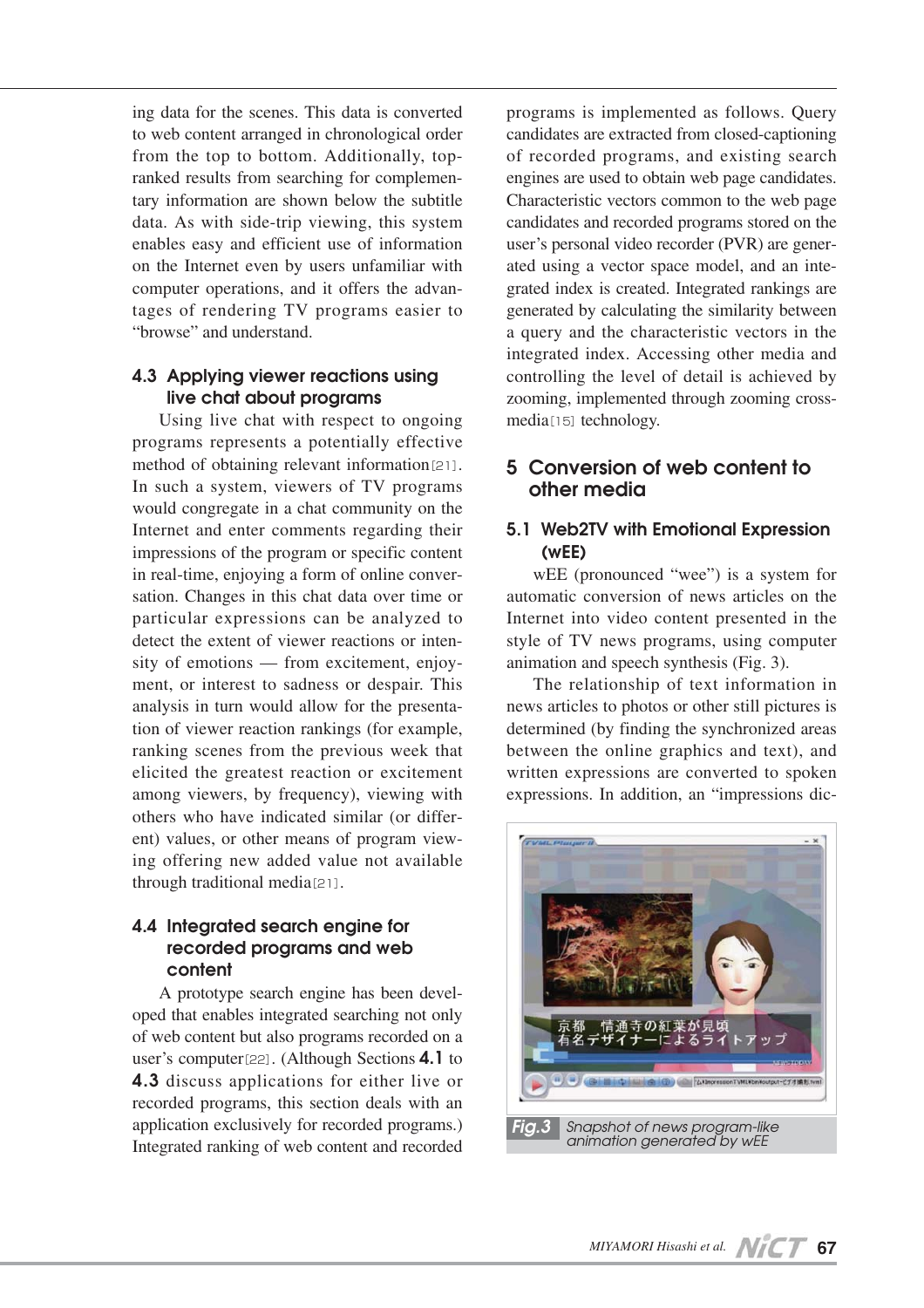ing data for the scenes. This data is converted to web content arranged in chronological order from the top to bottom. Additionally, top-ranked results from searching for complementary information are shown below the subtitle data. As with side-trip viewing, this system enables easy and efficient use of information on the Internet even by users unfamiliar with computer operations, and it offers the advantages of rendering TV programs easier to "browse" and understand.

### 4.3 Applying viewer reactions using live chat about programs

Using live chat with respect to ongoing programs represents a potentially effective method of obtaining relevant information[21]. In such a system, viewers of TV programs would congregate in a chat community on the Internet and enter comments regarding their impressions of the program or specific content in real-time, enjoying a form of online conversation. Changes in this chat data over time or particular expressions can be analyzed to detect the extent of viewer reactions or intensity of emotions — from excitement, enjoyment, or interest to sadness or despair. This analysis in turn would allow for the presentation of viewer reaction rankings (for example, ranking scenes from the previous week that elicited the greatest reaction or excitement among viewers, by frequency), viewing with others who have indicated similar (or different) values, or other means of program viewing offering new added value not available through traditional media[21].

### 4.4 Integrated search engine for recorded programs and web content

A prototype search engine has been developed that enables integrated searching not only of web content but also programs recorded on a user's computer[22]. (Although Sections **4.1** to **4.3** discuss applications for either live or recorded programs, this section deals with an application exclusively for recorded programs.) Integrated ranking of web content and recorded programs is implemented as follows. Query candidates are extracted from closed-captioning of recorded programs, and existing search engines are used to obtain web page candidates. Characteristic vectors common to the web page candidates and recorded programs stored on the user's personal video recorder (PVR) are generated using a vector space model, and an integrated index is created. Integrated rankings are generated by calculating the similarity between a query and the characteristic vectors in the integrated index. Accessing other media and controlling the level of detail is achieved by zooming, implemented through zooming cross-media[15] technology.

## 5 Conversion of web content to other media

### 5.1 Web2TV with Emotional Expression (wEE)

wEE (pronounced "wee") is a system for automatic conversion of news articles on the Internet into video content presented in the style of TV news programs, using computer animation and speech synthesis (Fig. 3).

The relationship of text information in news articles to photos or other still pictures is determined (by finding the synchronized areas between the online graphics and text), and written expressions are converted to spoken expressions. In addition, an "impressions dic-

**Fig.3** Snapshot of news program-like animation generated by wEE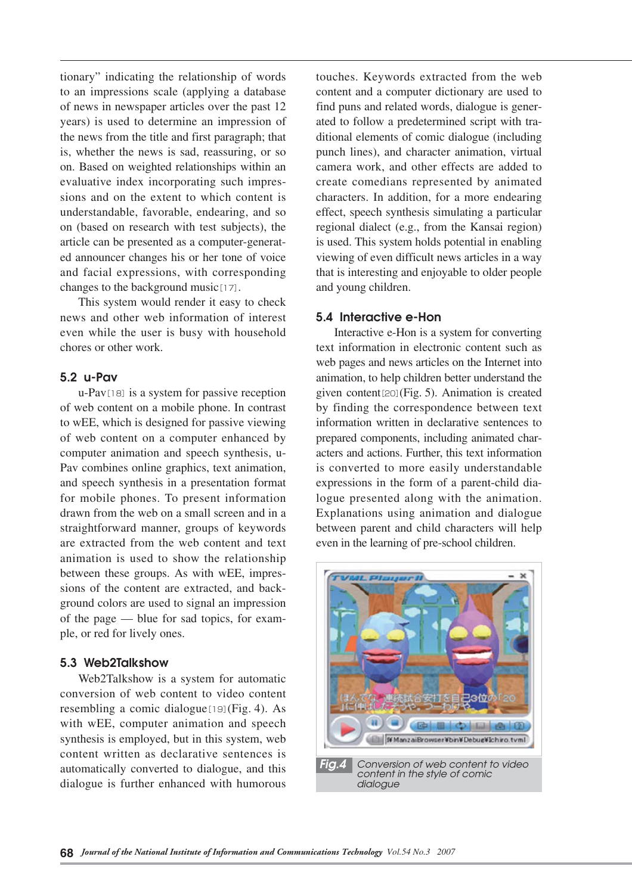tionary" indicating the relationship of words to an impressions scale (applying a database of news in newspaper articles over the past 12 years) is used to determine an impression of the news from the title and first paragraph; that is, whether the news is sad, reassuring, or so on. Based on weighted relationships within an evaluative index incorporating such impressions and on the extent to which content is understandable, favorable, endearing, and so on (based on research with test subjects), the article can be presented as a computer-generated announcer changes his or her tone of voice and facial expressions, with corresponding changes to the background music[17].

This system would render it easy to check news and other web information of interest even while the user is busy with household chores or other work.

### 5.2 u-Pav

u-Pav[18] is a system for passive reception of web content on a mobile phone. In contrast to wEE, which is designed for passive viewing of web content on a computer enhanced by computer animation and speech synthesis, u-Pav combines online graphics, text animation, and speech synthesis in a presentation format for mobile phones. To present information drawn from the web on a small screen and in a straightforward manner, groups of keywords are extracted from the web content and text animation is used to show the relationship between these groups. As with wEE, impressions of the content are extracted, and background colors are used to signal an impression of the page — blue for sad topics, for example, or red for lively ones.

### 5.3 Web2Talkshow

Web2Talkshow is a system for automatic conversion of web content to video content resembling a comic dialogue[19](Fig. 4). As with wEE, computer animation and speech synthesis is employed, but in this system, web content written as declarative sentences is automatically converted to dialogue, and this dialogue is further enhanced with humorous touches. Keywords extracted from the web content and a computer dictionary are used to find puns and related words, dialogue is generated to follow a predetermined script with traditional elements of comic dialogue (including punch lines), and character animation, virtual camera work, and other effects are added to create comedians represented by animated characters. In addition, for a more endearing effect, speech synthesis simulating a particular regional dialect (e.g., from the Kansai region) is used. This system holds potential in enabling viewing of even difficult news articles in a way that is interesting and enjoyable to older people and young children.

### 5.4 Interactive e-Hon

Interactive e-Hon is a system for converting text information in electronic content such as web pages and news articles on the Internet into animation, to help children better understand the given content[20](Fig. 5). Animation is created by finding the correspondence between text information written in declarative sentences to prepared components, including animated characters and actions. Further, this text information is converted to more easily understandable expressions in the form of a parent-child dialogue presented along with the animation. Explanations using animation and dialogue between parent and child characters will help even in the learning of pre-school children.

**Fig.4** Conversion of web content to video content in the style of comic dialogue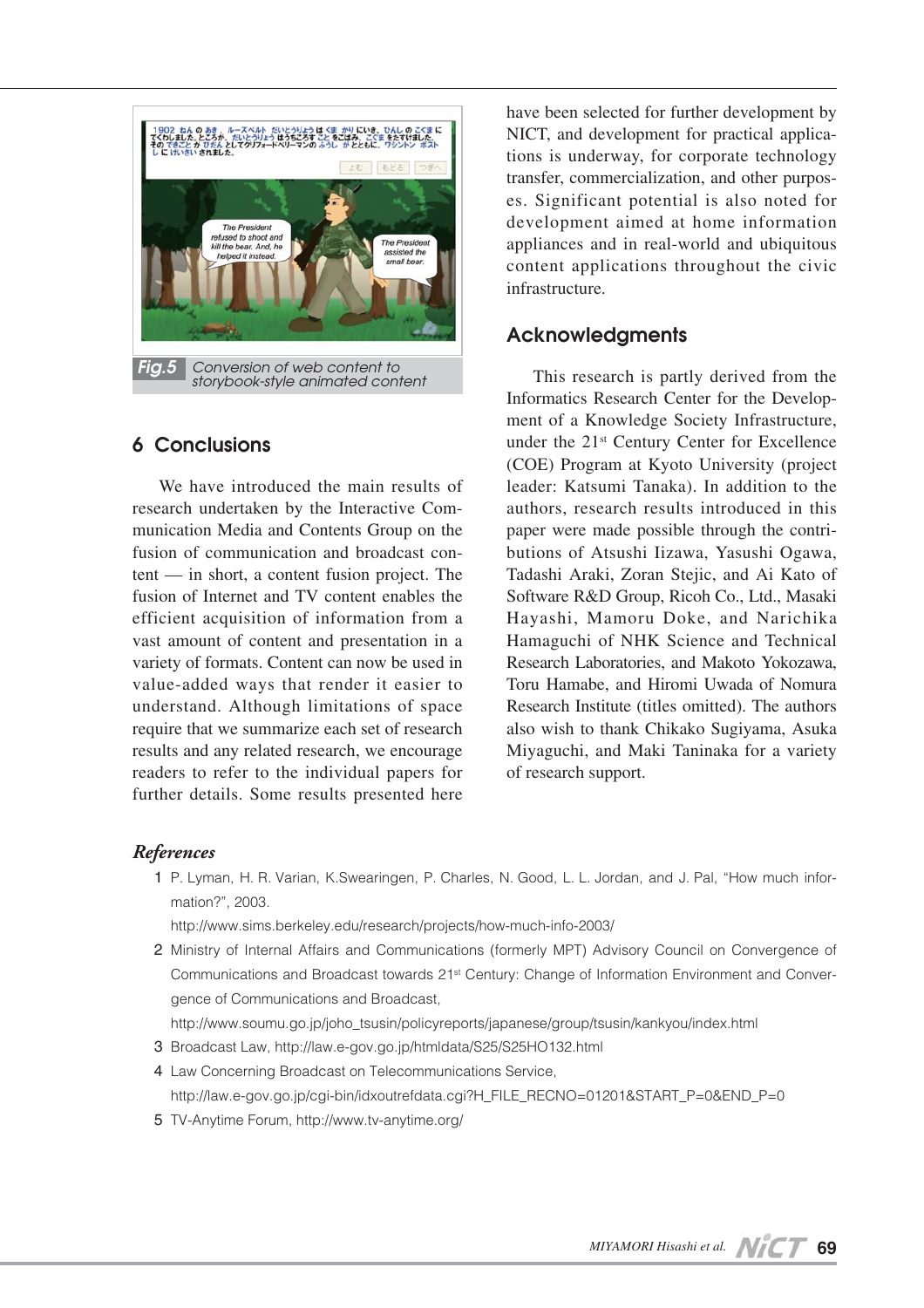Fig.5 Conversion of web content to storybook-style animated content

## 6 Conclusions

We have introduced the main results of research undertaken by the Interactive Communication Media and Contents Group on the fusion of communication and broadcast content — in short, a content fusion project. The fusion of Internet and TV content enables the efficient acquisition of information from a vast amount of content and presentation in a variety of formats. Content can now be used in value-added ways that render it easier to understand. Although limitations of space require that we summarize each set of research results and any related research, we encourage readers to refer to the individual papers for further details. Some results presented here have been selected for further development by NICT, and development for practical applications is underway, for corporate technology transfer, commercialization, and other purposes. Significant potential is also noted for development aimed at home information appliances and in real-world and ubiquitous content applications throughout the civic infrastructure.

## Acknowledgments

This research is partly derived from the Informatics Research Center for the Development of a Knowledge Society Infrastructure, under the 21st Century Center for Excellence (COE) Program at Kyoto University (project leader: Katsumi Tanaka). In addition to the authors, research results introduced in this paper were made possible through the contributions of Atsushi Iizawa, Yasushi Ogawa, Tadashi Araki, Zoran Stejic, and Ai Kato of Software R&D Group, Ricoh Co., Ltd., Masaki Hayashi, Mamoru Doke, and Narichika Hamaguchi of NHK Science and Technical Research Laboratories, and Makoto Yokozawa, Toru Hamabe, and Hiromi Uwada of Nomura Research Institute (titles omitted). The authors also wish to thank Chikako Sugiyama, Asuka Miyaguchi, and Maki Taninaka for a variety of research support.

## *References*

1. P. Lyman, H. R. Varian, K.Swearingen, P. Charles, N. Good, L. L. Jordan, and J. Pal, "How much information?", 2003.
   http://www.sims.berkeley.edu/research/projects/how-much-info-2003/
2. Ministry of Internal Affairs and Communications (formerly MPT) Advisory Council on Convergence of Communications and Broadcast towards 21st Century: Change of Information Environment and Convergence of Communications and Broadcast,
   http://www.soumu.go.jp/joho_tsusin/policyreports/japanese/group/tsusin/kankyou/index.html
3. Broadcast Law, http://law.e-gov.go.jp/htmldata/S25/S25HO132.html
4. Law Concerning Broadcast on Telecommunications Service,
   http://law.e-gov.go.jp/cgi-bin/idxoutrefdata.cgi?H_FILE_RECNO=01201&START_P=0&END_P=0
5. TV-Anytime Forum, http://www.tv-anytime.org/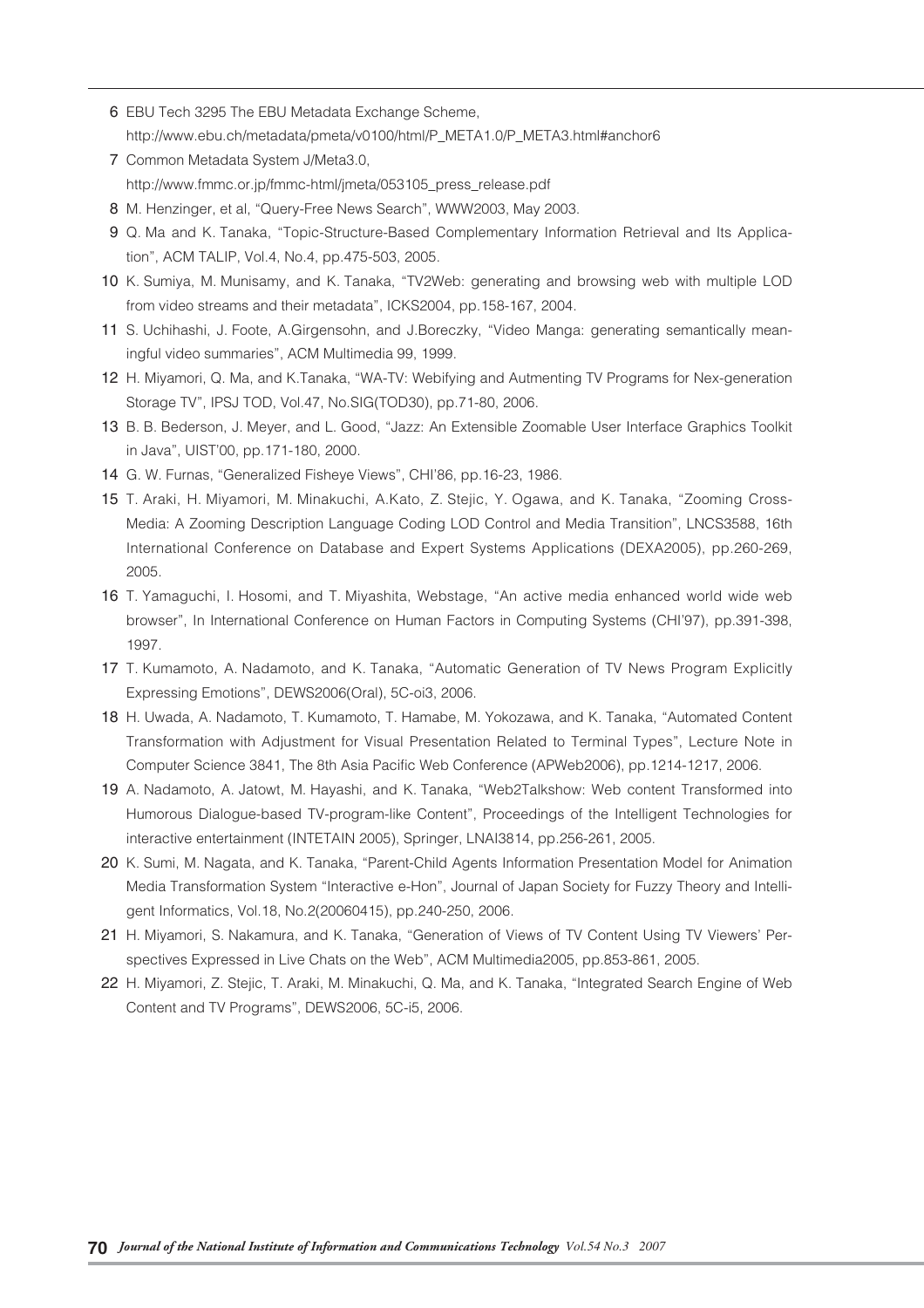6 EBU Tech 3295 The EBU Metadata Exchange Scheme, http://www.ebu.ch/metadata/pmeta/v0100/html/P_META1.0/P_META3.html#anchor6

7 Common Metadata System J/Meta3.0, http://www.fmmc.or.jp/fmmc-html/jmeta/053105_press_release.pdf

8 M. Henzinger, et al, "Query-Free News Search", WWW2003, May 2003.

9 Q. Ma and K. Tanaka, "Topic-Structure-Based Complementary Information Retrieval and Its Application", ACM TALIP, Vol.4, No.4, pp.475-503, 2005.

10 K. Sumiya, M. Munisamy, and K. Tanaka, "TV2Web: generating and browsing web with multiple LOD from video streams and their metadata", ICKS2004, pp.158-167, 2004.

11 S. Uchihashi, J. Foote, A.Girgensohn, and J.Boreczky, "Video Manga: generating semantically meaningful video summaries", ACM Multimedia 99, 1999.

12 H. Miyamori, Q. Ma, and K.Tanaka, "WA-TV: Webifying and Autmenting TV Programs for Nex-generation Storage TV", IPSJ TOD, Vol.47, No.SIG(TOD30), pp.71-80, 2006.

13 B. B. Bederson, J. Meyer, and L. Good, "Jazz: An Extensible Zoomable User Interface Graphics Toolkit in Java", UIST'00, pp.171-180, 2000.

14 G. W. Furnas, "Generalized Fisheye Views", CHI'86, pp.16-23, 1986.

15 T. Araki, H. Miyamori, M. Minakuchi, A.Kato, Z. Stejic, Y. Ogawa, and K. Tanaka, "Zooming Cross-Media: A Zooming Description Language Coding LOD Control and Media Transition", LNCS3588, 16th International Conference on Database and Expert Systems Applications (DEXA2005), pp.260-269, 2005.

16 T. Yamaguchi, I. Hosomi, and T. Miyashita, Webstage, "An active media enhanced world wide web browser", In International Conference on Human Factors in Computing Systems (CHI'97), pp.391-398, 1997.

17 T. Kumamoto, A. Nadamoto, and K. Tanaka, "Automatic Generation of TV News Program Explicitly Expressing Emotions", DEWS2006(Oral), 5C-oi3, 2006.

18 H. Uwada, A. Nadamoto, T. Kumamoto, T. Hamabe, M. Yokozawa, and K. Tanaka, "Automated Content Transformation with Adjustment for Visual Presentation Related to Terminal Types", Lecture Note in Computer Science 3841, The 8th Asia Pacific Web Conference (APWeb2006), pp.1214-1217, 2006.

19 A. Nadamoto, A. Jatowt, M. Hayashi, and K. Tanaka, "Web2Talkshow: Web content Transformed into Humorous Dialogue-based TV-program-like Content", Proceedings of the Intelligent Technologies for interactive entertainment (INTETAIN 2005), Springer, LNAI3814, pp.256-261, 2005.

20 K. Sumi, M. Nagata, and K. Tanaka, "Parent-Child Agents Information Presentation Model for Animation Media Transformation System "Interactive e-Hon", Journal of Japan Society for Fuzzy Theory and Intelligent Informatics, Vol.18, No.2(20060415), pp.240-250, 2006.

21 H. Miyamori, S. Nakamura, and K. Tanaka, "Generation of Views of TV Content Using TV Viewers' Perspectives Expressed in Live Chats on the Web", ACM Multimedia2005, pp.853-861, 2005.

22 H. Miyamori, Z. Stejic, T. Araki, M. Minakuchi, Q. Ma, and K. Tanaka, "Integrated Search Engine of Web Content and TV Programs", DEWS2006, 5C-i5, 2006.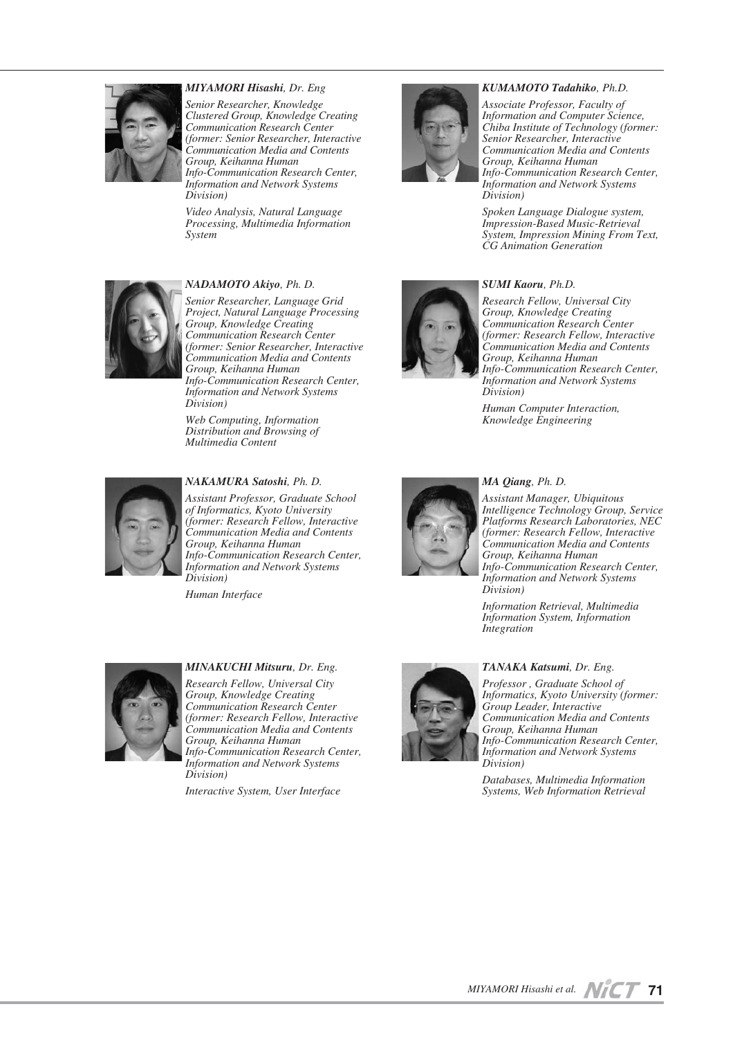***MIYAMORI Hisashi**, Dr. Eng*

*Senior Researcher, Knowledge Clustered Group, Knowledge Creating Communication Research Center (former: Senior Researcher, Interactive Communication Media and Contents Group, Keihanna Human Info-Communication Research Center, Information and Network Systems Division)*

*Video Analysis, Natural Language Processing, Multimedia Information System*

***KUMAMOTO Tadahiko**, Ph.D.*

*Associate Professor, Faculty of Information and Computer Science, Chiba Institute of Technology (former: Senior Researcher, Interactive Communication Media and Contents Group, Keihanna Human Info-Communication Research Center, Information and Network Systems Division)*

*Spoken Language Dialogue system, Impression-Based Music-Retrieval System, Impression Mining From Text, CG Animation Generation*

***NADAMOTO Akiyo**, Ph. D.*

*Senior Researcher, Language Grid Project, Natural Language Processing Group, Knowledge Creating Communication Research Center (former: Senior Researcher, Interactive Communication Media and Contents Group, Keihanna Human Info-Communication Research Center, Information and Network Systems Division)*

*Web Computing, Information Distribution and Browsing of Multimedia Content*

***SUMI Kaoru**, Ph.D.*

*Research Fellow, Universal City Group, Knowledge Creating Communication Research Center (former: Research Fellow, Interactive Communication Media and Contents Group, Keihanna Human Info-Communication Research Center, Information and Network Systems Division)*

*Human Computer Interaction, Knowledge Engineering*

***NAKAMURA Satoshi**, Ph. D.*

*Assistant Professor, Graduate School of Informatics, Kyoto University (former: Research Fellow, Interactive Communication Media and Contents Group, Keihanna Human Info-Communication Research Center, Information and Network Systems Division)*

*Human Interface*

***MA Qiang**, Ph. D.*

*Assistant Manager, Ubiquitous Intelligence Technology Group, Service Platforms Research Laboratories, NEC (former: Research Fellow, Interactive Communication Media and Contents Group, Keihanna Human Info-Communication Research Center, Information and Network Systems Division)*

*Information Retrieval, Multimedia Information System, Information Integration*

***MINAKUCHI Mitsuru**, Dr. Eng.*

*Research Fellow, Universal City Group, Knowledge Creating Communication Research Center (former: Research Fellow, Interactive Communication Media and Contents Group, Keihanna Human Info-Communication Research Center, Information and Network Systems Division)*

*Interactive System, User Interface*

***TANAKA Katsumi**, Dr. Eng.*

*Professor , Graduate School of Informatics, Kyoto University (former: Group Leader, Interactive Communication Media and Contents Group, Keihanna Human Info-Communication Research Center, Information and Network Systems Division)*

*Databases, Multimedia Information Systems, Web Information Retrieval*